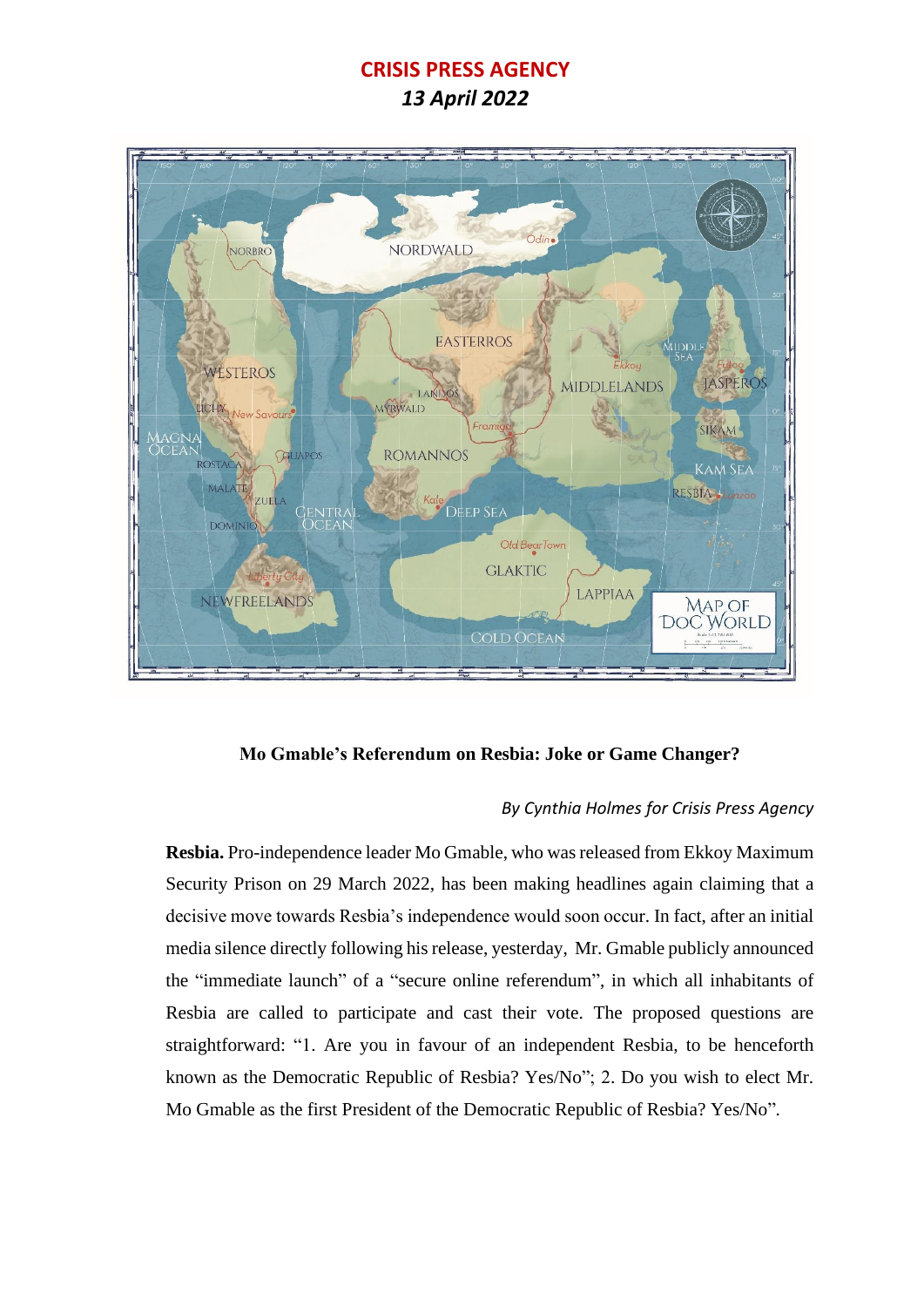**CRISIS PRESS AGENCY**

***13 April 2022***

**Mo Gmable's Referendum on Resbia: Joke or Game Changer?**

*By Cynthia Holmes for Crisis Press Agency*

**Resbia.** Pro-independence leader Mo Gmable, who was released from Ekkoy Maximum Security Prison on 29 March 2022, has been making headlines again claiming that a decisive move towards Resbia's independence would soon occur. In fact, after an initial media silence directly following his release, yesterday, Mr. Gmable publicly announced the "immediate launch" of a "secure online referendum", in which all inhabitants of Resbia are called to participate and cast their vote. The proposed questions are straightforward: "1. Are you in favour of an independent Resbia, to be henceforth known as the Democratic Republic of Resbia? Yes/No"; 2. Do you wish to elect Mr. Mo Gmable as the first President of the Democratic Republic of Resbia? Yes/No".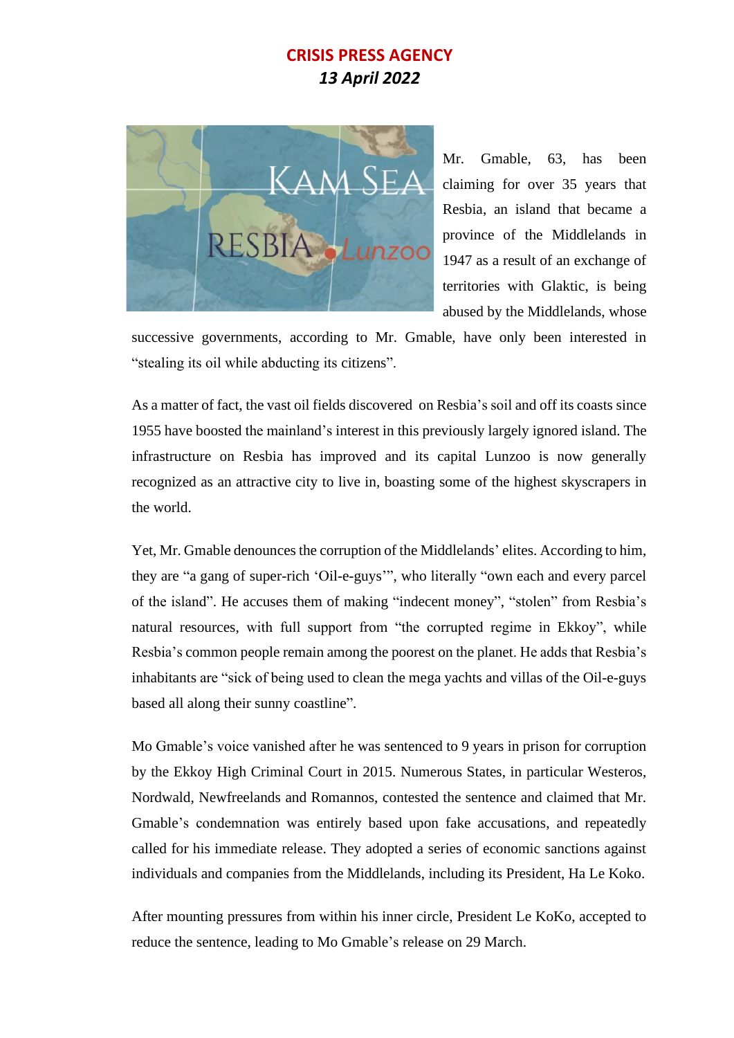**CRISIS PRESS AGENCY**

***13 April 2022***

Mr. Gmable, 63, has been claiming for over 35 years that Resbia, an island that became a province of the Middlelands in 1947 as a result of an exchange of territories with Glaktic, is being abused by the Middlelands, whose successive governments, according to Mr. Gmable, have only been interested in "stealing its oil while abducting its citizens".

As a matter of fact, the vast oil fields discovered on Resbia's soil and off its coasts since 1955 have boosted the mainland's interest in this previously largely ignored island. The infrastructure on Resbia has improved and its capital Lunzoo is now generally recognized as an attractive city to live in, boasting some of the highest skyscrapers in the world.

Yet, Mr. Gmable denounces the corruption of the Middlelands' elites. According to him, they are "a gang of super-rich 'Oil-e-guys'", who literally "own each and every parcel of the island". He accuses them of making "indecent money", "stolen" from Resbia's natural resources, with full support from "the corrupted regime in Ekkoy", while Resbia's common people remain among the poorest on the planet. He adds that Resbia's inhabitants are "sick of being used to clean the mega yachts and villas of the Oil-e-guys based all along their sunny coastline".

Mo Gmable's voice vanished after he was sentenced to 9 years in prison for corruption by the Ekkoy High Criminal Court in 2015. Numerous States, in particular Westeros, Nordwald, Newfreelands and Romannos, contested the sentence and claimed that Mr. Gmable's condemnation was entirely based upon fake accusations, and repeatedly called for his immediate release. They adopted a series of economic sanctions against individuals and companies from the Middlelands, including its President, Ha Le Koko.

After mounting pressures from within his inner circle, President Le KoKo, accepted to reduce the sentence, leading to Mo Gmable's release on 29 March.